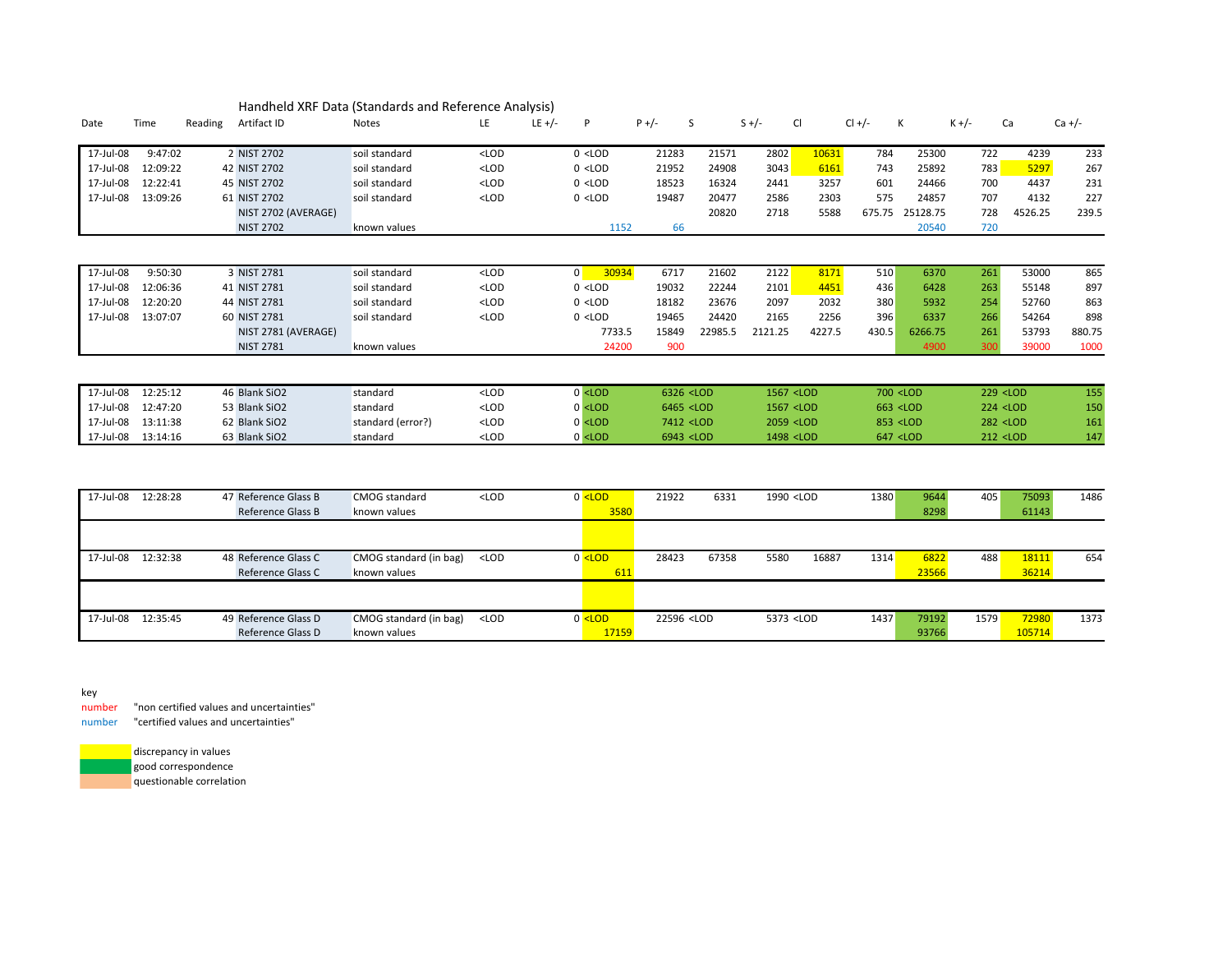# Handheld XRF Data (Standards and Reference Analysis)

| Date | Time | Reading | Artifact ID | Notes | LE | LE +/- | P | P +/- | S | S +/- | Cl | Cl +/- | K | K +/- | Ca | Ca +/- |
|---|---|---|---|---|---|---|---|---|---|---|---|---|---|---|---|---|
| 17-Jul-08 | 9:47:02 | 2 | NIST 2702 | soil standard | <LOD | | 0 | <LOD | 21283 | 21571 | 2802 | 10631 | 784 | 25300 | 722 | 4239 | 233 |
| 17-Jul-08 | 12:09:22 | 42 | NIST 2702 | soil standard | <LOD | | 0 | <LOD | 21952 | 24908 | 3043 | 6161 | 743 | 25892 | 783 | 5297 | 267 |
| 17-Jul-08 | 12:22:41 | 45 | NIST 2702 | soil standard | <LOD | | 0 | <LOD | 18523 | 16324 | 2441 | 3257 | 601 | 24466 | 700 | 4437 | 231 |
| 17-Jul-08 | 13:09:26 | 61 | NIST 2702 | soil standard | <LOD | | 0 | <LOD | 19487 | 20477 | 2586 | 2303 | 575 | 24857 | 707 | 4132 | 227 |
| | | | NIST 2702 (AVERAGE) | | | | | | | 20820 | 2718 | 5588 | 675.75 | 25128.75 | 728 | 4526.25 | 239.5 |
| | | | NIST 2702 | known values | | | | 1152 | 66 | | | | | 20540 | 720 | | |

| Date | Time | Reading | Artifact ID | Notes | LE | LE +/- | P | P +/- | S | S +/- | Cl | Cl +/- | K | K +/- | Ca | Ca +/- |
|---|---|---|---|---|---|---|---|---|---|---|---|---|---|---|---|---|
| 17-Jul-08 | 9:50:30 | 3 | NIST 2781 | soil standard | <LOD | | 0 | 30934 | 6717 | 21602 | 2122 | 8171 | 510 | 6370 | 261 | 53000 | 865 |
| 17-Jul-08 | 12:06:36 | 41 | NIST 2781 | soil standard | <LOD | | 0 | <LOD | 19032 | 22244 | 2101 | 4451 | 436 | 6428 | 263 | 55148 | 897 |
| 17-Jul-08 | 12:20:20 | 44 | NIST 2781 | soil standard | <LOD | | 0 | <LOD | 18182 | 23676 | 2097 | 2032 | 380 | 5932 | 254 | 52760 | 863 |
| 17-Jul-08 | 13:07:07 | 60 | NIST 2781 | soil standard | <LOD | | 0 | <LOD | 19465 | 24420 | 2165 | 2256 | 396 | 6337 | 266 | 54264 | 898 |
| | | | NIST 2781 (AVERAGE) | | | | | 7733.5 | 15849 | 22985.5 | 2121.25 | 4227.5 | 430.5 | 6266.75 | 261 | 53793 | 880.75 |
| | | | NIST 2781 | known values | | | | 24200 | 900 | | | | | 4900 | 300 | 39000 | 1000 |

| Date | Time | Reading | Artifact ID | Notes | LE | LE +/- | P | P +/- | S | S +/- | Cl | Cl +/- | K | K +/- | Ca | Ca +/- |
|---|---|---|---|---|---|---|---|---|---|---|---|---|---|---|---|---|
| 17-Jul-08 | 12:25:12 | 46 | Blank SiO2 | standard | <LOD | | 0 | <LOD | 6326 | <LOD | 1567 | <LOD | 700 | <LOD | 229 | <LOD | 155 |
| 17-Jul-08 | 12:47:20 | 53 | Blank SiO2 | standard | <LOD | | 0 | <LOD | 6465 | <LOD | 1567 | <LOD | 663 | <LOD | 224 | <LOD | 150 |
| 17-Jul-08 | 13:11:38 | 62 | Blank SiO2 | standard (error?) | <LOD | | 0 | <LOD | 7412 | <LOD | 2059 | <LOD | 853 | <LOD | 282 | <LOD | 161 |
| 17-Jul-08 | 13:14:16 | 63 | Blank SiO2 | standard | <LOD | | 0 | <LOD | 6943 | <LOD | 1498 | <LOD | 647 | <LOD | 212 | <LOD | 147 |

| Date | Time | Reading | Artifact ID | Notes | LE | LE +/- | P | P +/- | S | S +/- | Cl | Cl +/- | K | K +/- | Ca | Ca +/- |
|---|---|---|---|---|---|---|---|---|---|---|---|---|---|---|---|---|
| 17-Jul-08 | 12:28:28 | 47 | Reference Glass B | CMOG standard | <LOD | | 0 | <LOD | 21922 | 6331 | 1990 | <LOD | 1380 | 9644 | 405 | 75093 | 1486 |
| | | | Reference Glass B | known values | | | | 3580 | | | | | | 8298 | | 61143 | |
| | | | | | | | | | | | | | | | | | |
| 17-Jul-08 | 12:32:38 | 48 | Reference Glass C | CMOG standard (in bag) | <LOD | | 0 | <LOD | 28423 | 67358 | 5580 | 16887 | 1314 | 6822 | 488 | 18111 | 654 |
| | | | Reference Glass C | known values | | | | 611 | | | | | | 23566 | | 36214 | |
| | | | | | | | | | | | | | | | | | |
| 17-Jul-08 | 12:35:45 | 49 | Reference Glass D | CMOG standard (in bag) | <LOD | | 0 | <LOD | 22596 | <LOD | 5373 | <LOD | 1437 | 79192 | 1579 | 72980 | 1373 |
| | | | Reference Glass D | known values | | | | 17159 | | | | | | 93766 | | 105714 | |

key

- number (red): "non certified values and uncertainties"
- number (blue): "certified values and uncertainties"

- yellow: discrepancy in values
- green: good correspondence
- orange: questionable correlation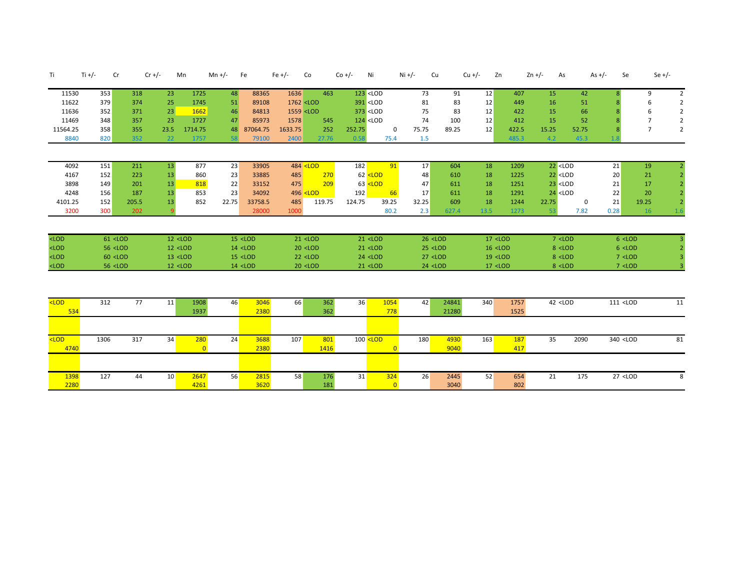| Ti | Ti +/- | Cr | Cr +/- | Mn | Mn +/- | Fe | Fe +/- | Co | Co +/- | Ni | Ni +/- | Cu | Cu +/- | Zn | Zn +/- | As | As +/- | Se | Se +/- |
|---|---|---|---|---|---|---|---|---|---|---|---|---|---|---|---|---|---|---|---|
| 11530 | 353 | 318 | 23 | 1725 | 48 | 88365 | 1636 | 463 | 123 | <LOD | 73 | 91 | 12 | 407 | 15 | 42 | 8 | 9 | 2 |
| 11622 | 379 | 374 | 25 | 1745 | 51 | 89108 | 1762 | <LOD | 391 | <LOD | 81 | 83 | 12 | 449 | 16 | 51 | 8 | 6 | 2 |
| 11636 | 352 | 371 | 23 | 1662 | 46 | 84813 | 1559 | <LOD | 373 | <LOD | 75 | 83 | 12 | 422 | 15 | 66 | 8 | 6 | 2 |
| 11469 | 348 | 357 | 23 | 1727 | 47 | 85973 | 1578 | 545 | 124 | <LOD | 74 | 100 | 12 | 412 | 15 | 52 | 8 | 7 | 2 |
| 11564.25 | 358 | 355 | 23.5 | 1714.75 | 48 | 87064.75 | 1633.75 | 252 | 252.75 | 0 | 75.75 | 89.25 | 12 | 422.5 | 15.25 | 52.75 | 8 | 7 | 2 |
| 8840 | 820 | 352 | 22 | 1757 | 58 | 79100 | 2400 | 27.76 | 0.58 | 75.4 | 1.5 | | | 485.3 | 4.2 | 45.3 | 1.8 | | |
| | | | | | | | | | | | | | | | | | | | |
| 4092 | 151 | 211 | 13 | 877 | 23 | 33905 | 484 | <LOD | 182 | 91 | 17 | 604 | 18 | 1209 | 22 | <LOD | 21 | 19 | 2 |
| 4167 | 152 | 223 | 13 | 860 | 23 | 33885 | 485 | 270 | 62 | <LOD | 48 | 610 | 18 | 1225 | 22 | <LOD | 20 | 21 | 2 |
| 3898 | 149 | 201 | 13 | 818 | 22 | 33152 | 475 | 209 | 63 | <LOD | 47 | 611 | 18 | 1251 | 23 | <LOD | 21 | 17 | 2 |
| 4248 | 156 | 187 | 13 | 853 | 23 | 34092 | 496 | <LOD | 192 | 66 | 17 | 611 | 18 | 1291 | 24 | <LOD | 22 | 20 | 2 |
| 4101.25 | 152 | 205.5 | 13 | 852 | 22.75 | 33758.5 | 485 | 119.75 | 124.75 | 39.25 | 32.25 | 609 | 18 | 1244 | 22.75 | 0 | 21 | 19.25 | 2 |
| 3200 | 300 | 202 | 9 | | | 28000 | 1000 | | | 80.2 | 2.3 | 627.4 | 13.5 | 1273 | 53 | 7.82 | 0.28 | 16 | 1.6 |
| | | | | | | | | | | | | | | | | | | | |
| <LOD | 61 | <LOD | 12 | <LOD | 15 | <LOD | 21 | <LOD | 21 | <LOD | 26 | <LOD | 17 | <LOD | 7 | <LOD | 6 | <LOD | 3 |
| <LOD | 56 | <LOD | 12 | <LOD | 14 | <LOD | 20 | <LOD | 21 | <LOD | 25 | <LOD | 16 | <LOD | 8 | <LOD | 6 | <LOD | 2 |
| <LOD | 60 | <LOD | 13 | <LOD | 15 | <LOD | 22 | <LOD | 24 | <LOD | 27 | <LOD | 19 | <LOD | 8 | <LOD | 7 | <LOD | 3 |
| <LOD | 56 | <LOD | 12 | <LOD | 14 | <LOD | 20 | <LOD | 21 | <LOD | 24 | <LOD | 17 | <LOD | 8 | <LOD | 7 | <LOD | 3 |
| | | | | | | | | | | | | | | | | | | | |
| <LOD | 312 | 77 | 11 | 1908 | 46 | 3046 | 66 | 362 | 36 | 1054 | 42 | 24841 | 340 | 1757 | 42 | <LOD | 111 | <LOD | 11 |
| 534 | | | | 1937 | | 2380 | | 362 | | 778 | | 21280 | | 1525 | | | | | |
| | | | | | | | | | | | | | | | | | | | |
| <LOD | 1306 | 317 | 34 | 280 | 24 | 3688 | 107 | 801 | 100 | <LOD | 180 | 4930 | 163 | 187 | 35 | 2090 | 340 | <LOD | 81 |
| 4740 | | | | 0 | | 2380 | | 1416 | | 0 | | 9040 | | 417 | | | | | |
| | | | | | | | | | | | | | | | | | | | |
| 1398 | 127 | 44 | 10 | 2647 | 56 | 2815 | 58 | 176 | 31 | 324 | 26 | 2445 | 52 | 654 | 21 | 175 | 27 | <LOD | 8 |
| 2280 | | | | 4261 | | 3620 | | 181 | | 0 | | 3040 | | 802 | | | | | |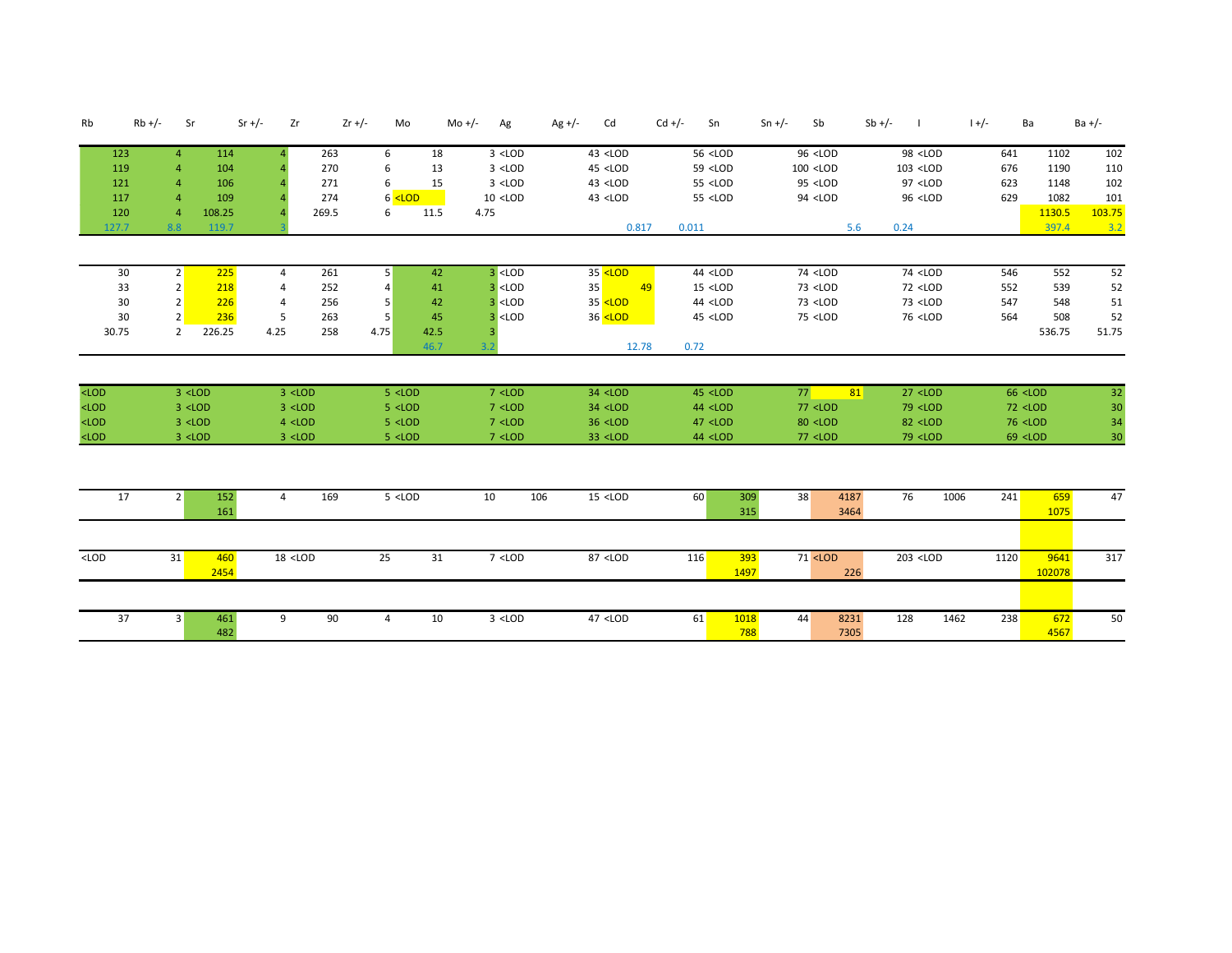| Rb | Rb +/- | Sr | Sr +/- | Zr | Zr +/- | Mo | Mo +/- | Ag | Ag +/- | Cd | Cd +/- | Sn | Sn +/- | Sb | Sb +/- | I | I +/- | Ba | Ba +/- |
|---|---|---|---|---|---|---|---|---|---|---|---|---|---|---|---|---|---|---|---|
| 123 | 4 | 114 | 4 | 263 | 6 | 18 | 3 | <LOD | 43 | <LOD | 56 | <LOD | 96 | <LOD | 98 | <LOD | 641 | 1102 | 102 |
| 119 | 4 | 104 | 4 | 270 | 6 | 13 | 3 | <LOD | 45 | <LOD | 59 | <LOD | 100 | <LOD | 103 | <LOD | 676 | 1190 | 110 |
| 121 | 4 | 106 | 4 | 271 | 6 | 15 | 3 | <LOD | 43 | <LOD | 55 | <LOD | 95 | <LOD | 97 | <LOD | 623 | 1148 | 102 |
| 117 | 4 | 109 | 4 | 274 | 6 | <LOD | 10 | <LOD | 43 | <LOD | 55 | <LOD | 94 | <LOD | 96 | <LOD | 629 | 1082 | 101 |
| 120 | 4 | 108.25 | 4 | 269.5 | 6 | 11.5 | 4.75 | | | | | | | | | | | 1130.5 | 103.75 |
| 127.7 | 8.8 | 119.7 | 3 | | | | | | | 0.817 | 0.011 | | | 5.6 | 0.24 | | | 397.4 | 3.2 |
| | | | | | | | | | | | | | | | | | | | |
| 30 | 2 | 225 | 4 | 261 | 5 | 42 | 3 | <LOD | 35 | <LOD | 44 | <LOD | 74 | <LOD | 74 | <LOD | 546 | 552 | 52 |
| 33 | 2 | 218 | 4 | 252 | 4 | 41 | 3 | <LOD | 35 | 49 | 15 | <LOD | 73 | <LOD | 72 | <LOD | 552 | 539 | 52 |
| 30 | 2 | 226 | 4 | 256 | 5 | 42 | 3 | <LOD | 35 | <LOD | 44 | <LOD | 73 | <LOD | 73 | <LOD | 547 | 548 | 51 |
| 30 | 2 | 236 | 5 | 263 | 5 | 45 | 3 | <LOD | 36 | <LOD | 45 | <LOD | 75 | <LOD | 76 | <LOD | 564 | 508 | 52 |
| 30.75 | 2 | 226.25 | 4.25 | 258 | 4.75 | 42.5 | 3 | | | | | | | | | | | 536.75 | 51.75 |
| | | | | | | 46.7 | 3.2 | | | 12.78 | 0.72 | | | | | | | | |
| | | | | | | | | | | | | | | | | | | | |
| <LOD | 3 | <LOD | 3 | <LOD | 5 | <LOD | 7 | <LOD | 34 | <LOD | 45 | <LOD | 77 | 81 | 27 | <LOD | 66 | <LOD | 32 |
| <LOD | 3 | <LOD | 3 | <LOD | 5 | <LOD | 7 | <LOD | 34 | <LOD | 44 | <LOD | 77 | <LOD | 79 | <LOD | 72 | <LOD | 30 |
| <LOD | 3 | <LOD | 4 | <LOD | 5 | <LOD | 7 | <LOD | 36 | <LOD | 47 | <LOD | 80 | <LOD | 82 | <LOD | 76 | <LOD | 34 |
| <LOD | 3 | <LOD | 3 | <LOD | 5 | <LOD | 7 | <LOD | 33 | <LOD | 44 | <LOD | 77 | <LOD | 79 | <LOD | 69 | <LOD | 30 |
| | | | | | | | | | | | | | | | | | | | |
| 17 | 2 | 152 | 4 | 169 | 5 | <LOD | 10 | 106 | 15 | <LOD | 60 | 309 | 38 | 4187 | 76 | 1006 | 241 | 659 | 47 |
| | | 161 | | | | | | | | | | 315 | | 3464 | | | | 1075 | |
| | | | | | | | | | | | | | | | | | | | |
| <LOD | 31 | 460 | 18 | <LOD | 25 | 31 | 7 | <LOD | 87 | <LOD | 116 | 393 | 71 | <LOD | 203 | <LOD | 1120 | 9641 | 317 |
| | | 2454 | | | | | | | | | | 1497 | | 226 | | | | 102078 | |
| | | | | | | | | | | | | | | | | | | | |
| 37 | 3 | 461 | 9 | 90 | 4 | 10 | 3 | <LOD | 47 | <LOD | 61 | 1018 | 44 | 8231 | 128 | 1462 | 238 | 672 | 50 |
| | | 482 | | | | | | | | | | 788 | | 7305 | | | | 4567 | |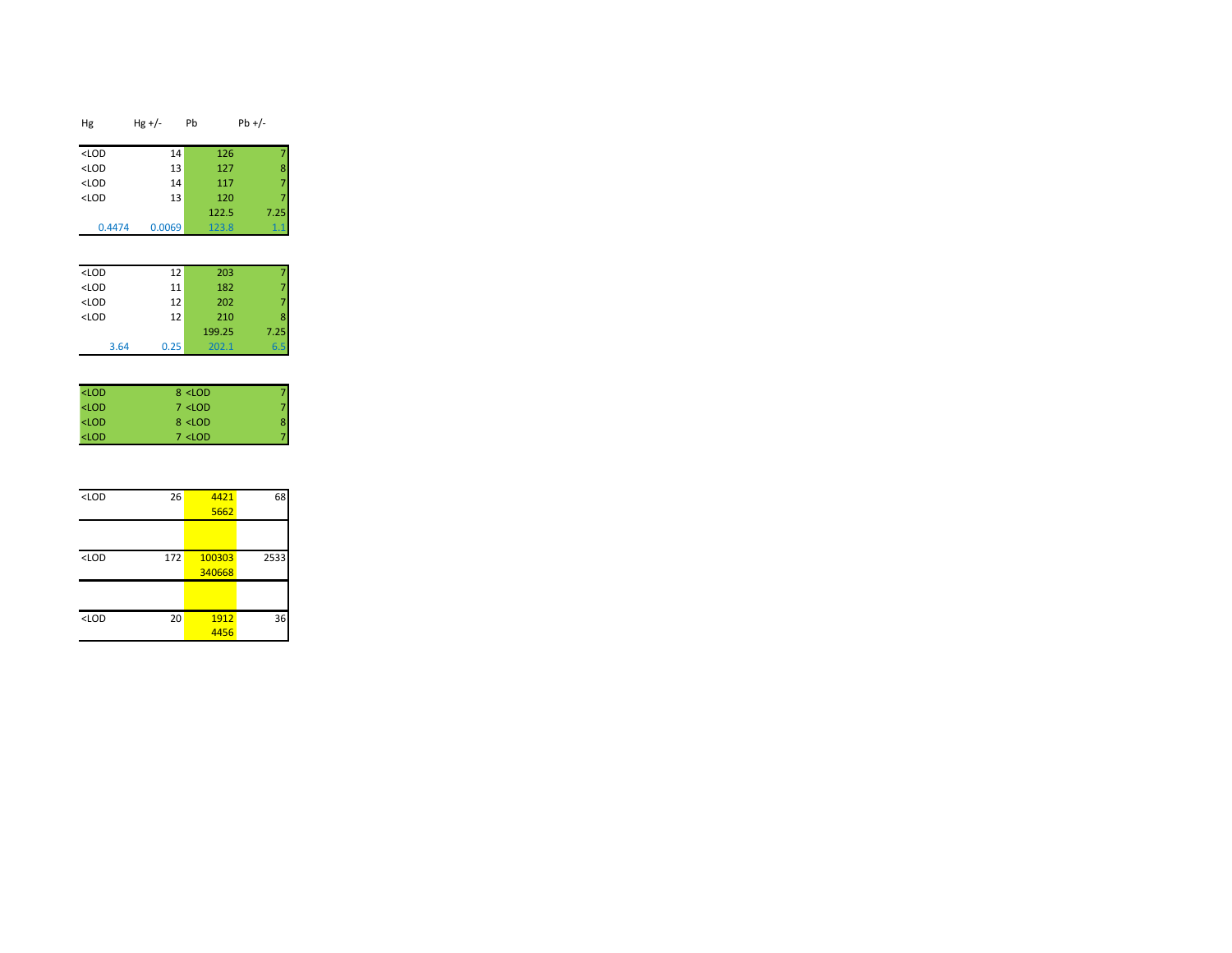| Hg | Hg +/- | Pb | Pb +/- |
|---|---|---|---|
| <LOD | 14 | 126 | 7 |
| <LOD | 13 | 127 | 8 |
| <LOD | 14 | 117 | 7 |
| <LOD | 13 | 120 | 7 |
| | | 122.5 | 7.25 |
| 0.4474 | 0.0069 | 123.8 | 1.1 |

| | | | |
|---|---|---|---|
| <LOD | 12 | 203 | 7 |
| <LOD | 11 | 182 | 7 |
| <LOD | 12 | 202 | 7 |
| <LOD | 12 | 210 | 8 |
| | | 199.25 | 7.25 |
| 3.64 | 0.25 | 202.1 | 6.5 |

| | | | |
|---|---|---|---|
| <LOD | 8 | <LOD | 7 |
| <LOD | 7 | <LOD | 7 |
| <LOD | 8 | <LOD | 8 |
| <LOD | 7 | <LOD | 7 |

| | | | |
|---|---|---|---|
| <LOD | 26 | 4421 | 68 |
| | | 5662 | |
| | | | |
| <LOD | 172 | 100303 | 2533 |
| | | 340668 | |
| | | | |
| <LOD | 20 | 1912 | 36 |
| | | 4456 | |